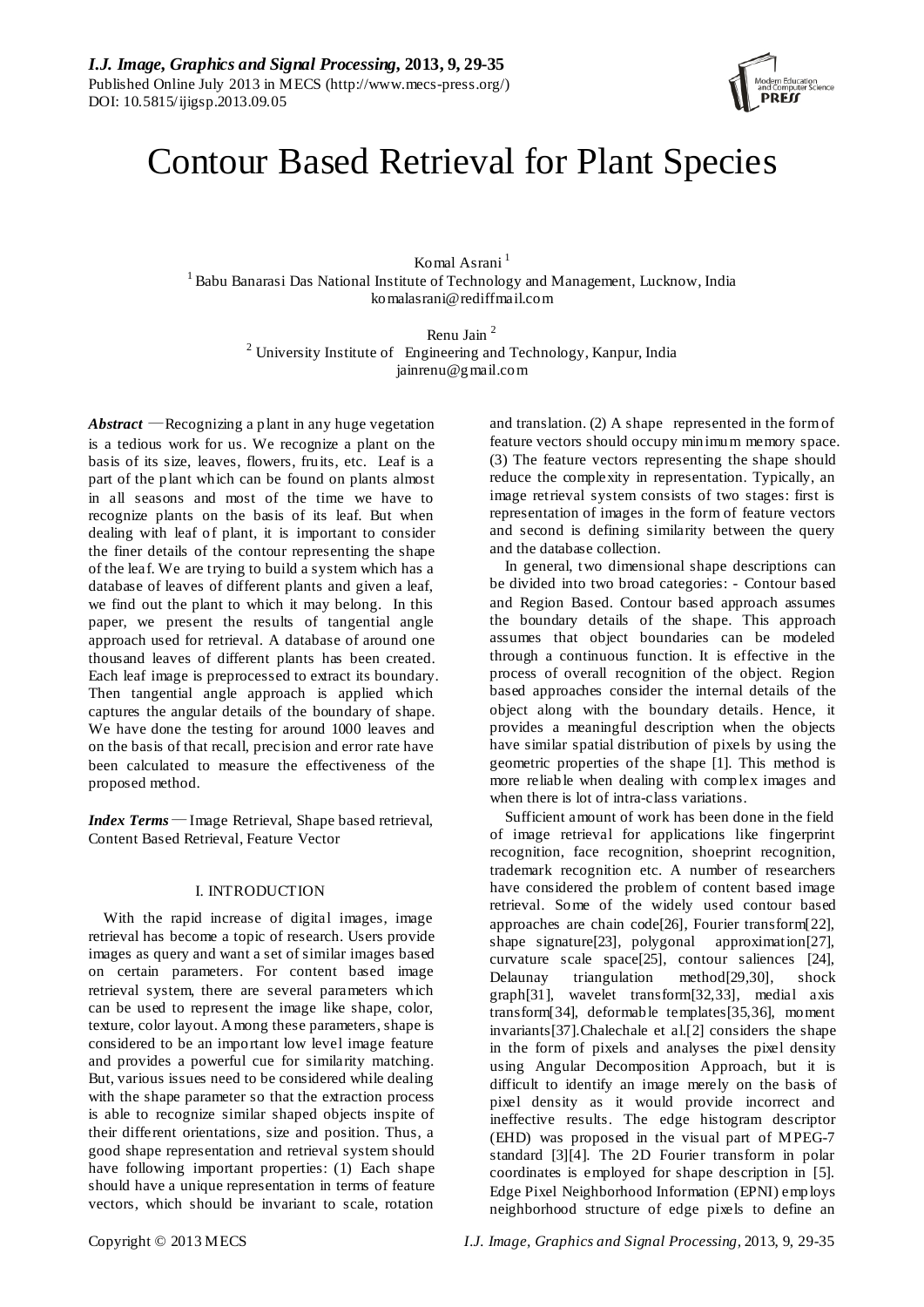# Contour Based Retrieval for Plant Species

Komal Asrani [1]

[1] Babu Banarasi Das National Institute of Technology and Management, Lucknow, India
komalasrani@rediffmail.com

Renu Jain [2]

[2] University Institute of Engineering and Technology, Kanpur, India
jainrenu@gmail.com

***Abstract*** —Recognizing a plant in any huge vegetation is a tedious work for us. We recognize a plant on the basis of its size, leaves, flowers, fruits, etc. Leaf is a part of the plant which can be found on plants almost in all seasons and most of the time we have to recognize plants on the basis of its leaf. But when dealing with leaf of plant, it is important to consider the finer details of the contour representing the shape of the leaf. We are trying to build a system which has a database of leaves of different plants and given a leaf, we find out the plant to which it may belong. In this paper, we present the results of tangential angle approach used for retrieval. A database of around one thousand leaves of different plants has been created. Each leaf image is preprocessed to extract its boundary. Then tangential angle approach is applied which captures the angular details of the boundary of shape. We have done the testing for around 1000 leaves and on the basis of that recall, precision and error rate have been calculated to measure the effectiveness of the proposed method.

***Index Terms*** — Image Retrieval, Shape based retrieval, Content Based Retrieval, Feature Vector

## I. INTRODUCTION

With the rapid increase of digital images, image retrieval has become a topic of research. Users provide images as query and want a set of similar images based on certain parameters. For content based image retrieval system, there are several parameters which can be used to represent the image like shape, color, texture, color layout. Among these parameters, shape is considered to be an important low level image feature and provides a powerful cue for similarity matching. But, various issues need to be considered while dealing with the shape parameter so that the extraction process is able to recognize similar shaped objects inspite of their different orientations, size and position. Thus, a good shape representation and retrieval system should have following important properties: (1) Each shape should have a unique representation in terms of feature vectors, which should be invariant to scale, rotation and translation. (2) A shape represented in the form of feature vectors should occupy minimum memory space. (3) The feature vectors representing the shape should reduce the complexity in representation. Typically, an image retrieval system consists of two stages: first is representation of images in the form of feature vectors and second is defining similarity between the query and the database collection.

In general, two dimensional shape descriptions can be divided into two broad categories: - Contour based and Region Based. Contour based approach assumes the boundary details of the shape. This approach assumes that object boundaries can be modeled through a continuous function. It is effective in the process of overall recognition of the object. Region based approaches consider the internal details of the object along with the boundary details. Hence, it provides a meaningful description when the objects have similar spatial distribution of pixels by using the geometric properties of the shape [1]. This method is more reliable when dealing with complex images and when there is lot of intra-class variations.

Sufficient amount of work has been done in the field of image retrieval for applications like fingerprint recognition, face recognition, shoeprint recognition, trademark recognition etc. A number of researchers have considered the problem of content based image retrieval. Some of the widely used contour based approaches are chain code[26], Fourier transform[22], shape signature[23], polygonal approximation[27], curvature scale space[25], contour saliences [24], Delaunay triangulation method[29,30], shock graph[31], wavelet transform[32,33], medial axis transform[34], deformable templates[35,36], moment invariants[37].Chalechale et al.[2] considers the shape in the form of pixels and analyses the pixel density using Angular Decomposition Approach, but it is difficult to identify an image merely on the basis of pixel density as it would provide incorrect and ineffective results. The edge histogram descriptor (EHD) was proposed in the visual part of MPEG-7 standard [3][4]. The 2D Fourier transform in polar coordinates is employed for shape description in [5]. Edge Pixel Neighborhood Information (EPNI) employs neighborhood structure of edge pixels to define an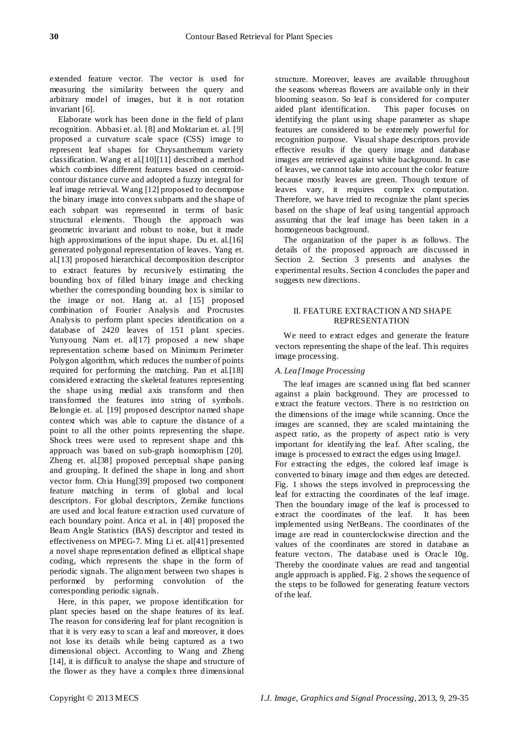extended feature vector. The vector is used for measuring the similarity between the query and arbitrary model of images, but it is not rotation invariant [6].

Elaborate work has been done in the field of plant recognition. Abbasi et. al. [8] and Moktarian et. al. [9] proposed a curvature scale space (CSS) image to represent leaf shapes for Chrysanthemum variety classification. Wang et al.[10][11] described a method which combines different features based on centroid-contour distance curve and adopted a fuzzy integral for leaf image retrieval. Wang [12] proposed to decompose the binary image into convex subparts and the shape of each subpart was represented in terms of basic structural elements. Though the approach was geometric invariant and robust to noise, but it made high approximations of the input shape. Du et. al.[16] generated polygonal representation of leaves. Yang et. al.[13] proposed hierarchical decomposition descriptor to extract features by recursively estimating the bounding box of filled binary image and checking whether the corresponding bounding box is similar to the image or not. Hang at. al [15] proposed combination of Fourier Analysis and Procrustes Analysis to perform plant species identification on a database of 2420 leaves of 151 plant species. Yunyoung Nam et. al[17] proposed a new shape representation scheme based on Minimum Perimeter Polygon algorithm, which reduces the number of points required for performing the matching. Pan et al.[18] considered extracting the skeletal features representing the shape using medial axis transform and then transformed the features into string of symbols. Belongie et. al. [19] proposed descriptor named shape context which was able to capture the distance of a point to all the other points representing the shape. Shock trees were used to represent shape and this approach was based on sub-graph isomorphism [20]. Zheng et. al.[38] proposed perceptual shape parsing and grouping. It defined the shape in long and short vector form. Chia Hung[39] proposed two component feature matching in terms of global and local descriptors. For global descriptors, Zernike functions are used and local feature extraction used curvature of each boundary point. Arica et al. in [40] proposed the Beam Angle Statistics (BAS) descriptor and tested its effectiveness on MPEG-7. Ming Li et. al[41] presented a novel shape representation defined as elliptical shape coding, which represents the shape in the form of periodic signals. The alignment between two shapes is performed by performing convolution of the corresponding periodic signals.

Here, in this paper, we propose identification for plant species based on the shape features of its leaf. The reason for considering leaf for plant recognition is that it is very easy to scan a leaf and moreover, it does not lose its details while being captured as a two dimensional object. According to Wang and Zheng [14], it is difficult to analyse the shape and structure of the flower as they have a complex three dimensional structure. Moreover, leaves are available throughout the seasons whereas flowers are available only in their blooming season. So leaf is considered for computer aided plant identification. This paper focuses on identifying the plant using shape parameter as shape features are considered to be extremely powerful for recognition purpose. Visual shape descriptors provide effective results if the query image and database images are retrieved against white background. In case of leaves, we cannot take into account the color feature because mostly leaves are green. Though texture of leaves vary, it requires complex computation. Therefore, we have tried to recognize the plant species based on the shape of leaf using tangential approach assuming that the leaf image has been taken in a homogeneous background.

The organization of the paper is as follows. The details of the proposed approach are discussed in Section 2. Section 3 presents and analyses the experimental results. Section 4 concludes the paper and suggests new directions.

## II. FEATURE EXTRACTION AND SHAPE REPRESENTATION

We need to extract edges and generate the feature vectors representing the shape of the leaf. This requires image processing.

### *A. Leaf Image Processing*

The leaf images are scanned using flat bed scanner against a plain background. They are processed to extract the feature vectors. There is no restriction on the dimensions of the image while scanning. Once the images are scanned, they are scaled maintaining the aspect ratio, as the property of aspect ratio is very important for identifying the leaf. After scaling, the image is processed to extract the edges using ImageJ.

For extracting the edges, the colored leaf image is converted to binary image and then edges are detected. Fig. 1 shows the steps involved in preprocessing the leaf for extracting the coordinates of the leaf image. Then the boundary image of the leaf is processed to extract the coordinates of the leaf. It has been implemented using NetBeans. The coordinates of the image are read in counterclockwise direction and the values of the coordinates are stored in database as feature vectors. The database used is Oracle 10g. Thereby the coordinate values are read and tangential angle approach is applied. Fig. 2 shows the sequence of the steps to be followed for generating feature vectors of the leaf.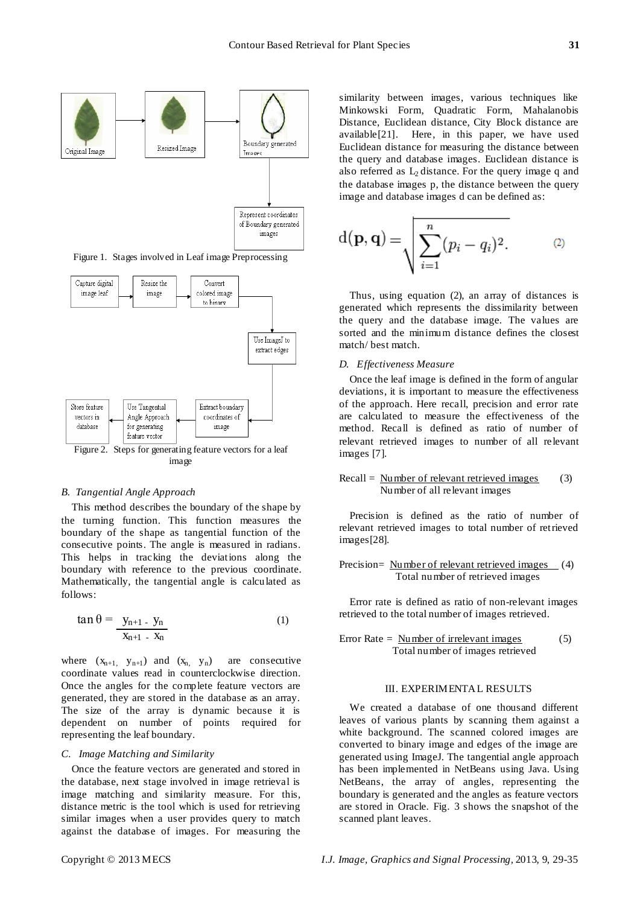Figure 1. Stages involved in Leaf image Preprocessing

Figure 2. Steps for generating feature vectors for a leaf image

### B. Tangential Angle Approach

This method describes the boundary of the shape by the turning function. This function measures the boundary of the shape as tangential function of the consecutive points. The angle is measured in radians. This helps in tracking the deviations along the boundary with reference to the previous coordinate. Mathematically, the tangential angle is calculated as follows:

$$\tan \theta = \frac{y_{n+1} - y_n}{x_{n+1} - x_n} \qquad (1)$$

where $(x_{n+1}, y_{n+1})$ and $(x_n, y_n)$ are consecutive coordinate values read in counterclockwise direction. Once the angles for the complete feature vectors are generated, they are stored in the database as an array. The size of the array is dynamic because it is dependent on number of points required for representing the leaf boundary.

### C. Image Matching and Similarity

Once the feature vectors are generated and stored in the database, next stage involved in image retrieval is image matching and similarity measure. For this, distance metric is the tool which is used for retrieving similar images when a user provides query to match against the database of images. For measuring the similarity between images, various techniques like Minkowski Form, Quadratic Form, Mahalanobis Distance, Euclidean distance, City Block distance are available[21]. Here, in this paper, we have used Euclidean distance for measuring the distance between the query and database images. Euclidean distance is also referred as $L_2$ distance. For the query image q and the database images p, the distance between the query image and database images d can be defined as:

$$\mathrm{d}(\mathbf{p}, \mathbf{q}) = \sqrt{\sum_{i=1}^{n} (p_i - q_i)^2}. \qquad (2)$$

Thus, using equation (2), an array of distances is generated which represents the dissimilarity between the query and the database image. The values are sorted and the minimum distance defines the closest match/ best match.

### D. Effectiveness Measure

Once the leaf image is defined in the form of angular deviations, it is important to measure the effectiveness of the approach. Here recall, precision and error rate are calculated to measure the effectiveness of the method. Recall is defined as ratio of number of relevant retrieved images to number of all relevant images [7].

$$\text{Recall} = \frac{\text{Number of relevant retrieved images}}{\text{Number of all relevant images}} \qquad (3)$$

Precision is defined as the ratio of number of relevant retrieved images to total number of retrieved images[28].

$$\text{Precision} = \frac{\text{Number of relevant retrieved images}}{\text{Total number of retrieved images}} \qquad (4)$$

Error rate is defined as ratio of non-relevant images retrieved to the total number of images retrieved.

$$\text{Error Rate} = \frac{\text{Number of irrelevant images}}{\text{Total number of images retrieved}} \qquad (5)$$

## III. EXPERIMENTAL RESULTS

We created a database of one thousand different leaves of various plants by scanning them against a white background. The scanned colored images are converted to binary image and edges of the image are generated using ImageJ. The tangential angle approach has been implemented in NetBeans using Java. Using NetBeans, the array of angles, representing the boundary is generated and the angles as feature vectors are stored in Oracle. Fig. 3 shows the snapshot of the scanned plant leaves.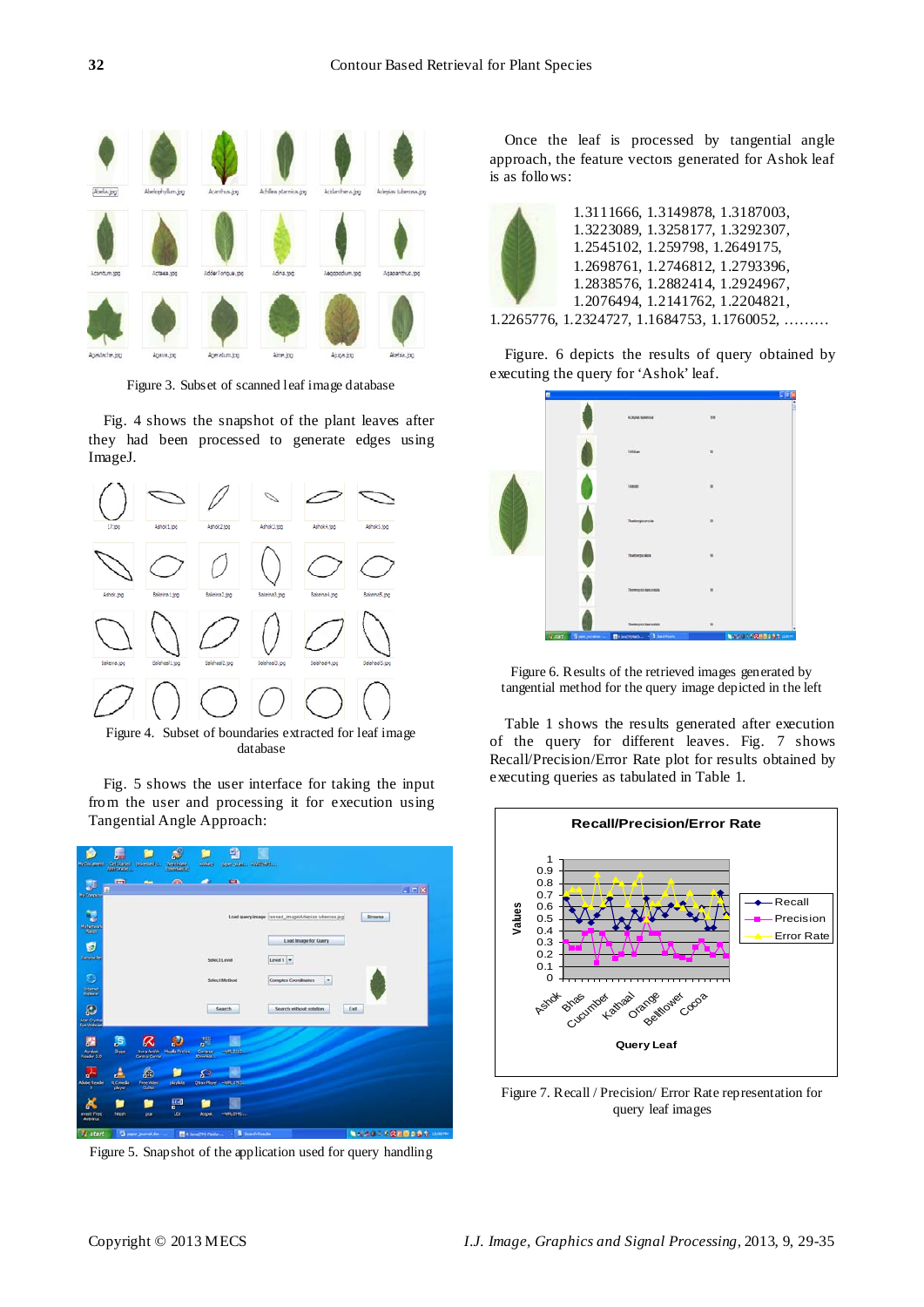Figure 3. Subset of scanned leaf image database

Fig. 4 shows the snapshot of the plant leaves after they had been processed to generate edges using ImageJ.

Figure 4. Subset of boundaries extracted for leaf image database

Fig. 5 shows the user interface for taking the input from the user and processing it for execution using Tangential Angle Approach:

Figure 5. Snapshot of the application used for query handling

Once the leaf is processed by tangential angle approach, the feature vectors generated for Ashok leaf is as follows:

1.3111666, 1.3149878, 1.3187003, 1.3223089, 1.3258177, 1.3292307, 1.2545102, 1.259798, 1.2649175, 1.2698761, 1.2746812, 1.2793396, 1.2838576, 1.2882414, 1.2924967, 1.2076494, 1.2141762, 1.2204821, 1.2265776, 1.2324727, 1.1684753, 1.1760052, .........

Figure. 6 depicts the results of query obtained by executing the query for 'Ashok' leaf.

Figure 6. Results of the retrieved images generated by tangential method for the query image depicted in the left

Table 1 shows the results generated after execution of the query for different leaves. Fig. 7 shows Recall/Precision/Error Rate plot for results obtained by executing queries as tabulated in Table 1.

Figure 7. Recall / Precision/ Error Rate representation for query leaf images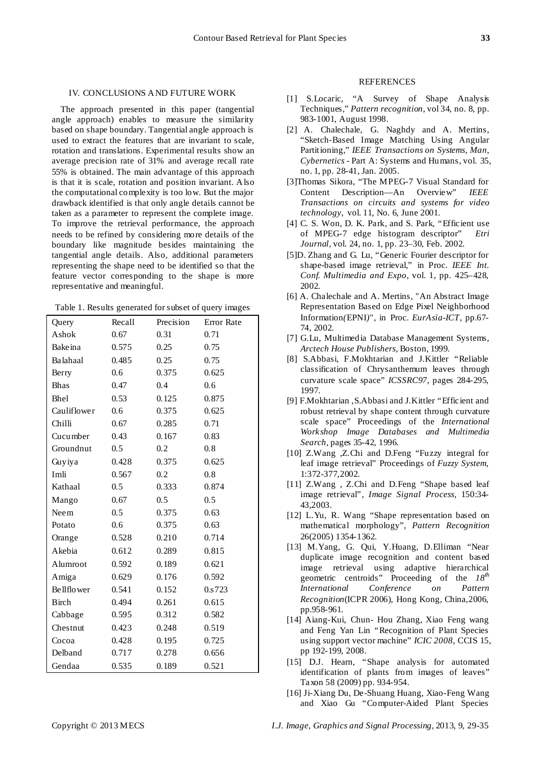## IV. CONCLUSIONS AND FUTURE WORK

The approach presented in this paper (tangential angle approach) enables to measure the similarity based on shape boundary. Tangential angle approach is used to extract the features that are invariant to scale, rotation and translations. Experimental results show an average precision rate of 31% and average recall rate 55% is obtained. The main advantage of this approach is that it is scale, rotation and position invariant. Also the computational complexity is too low. But the major drawback identified is that only angle details cannot be taken as a parameter to represent the complete image. To improve the retrieval performance, the approach needs to be refined by considering more details of the boundary like magnitude besides maintaining the tangential angle details. Also, additional parameters representing the shape need to be identified so that the feature vector corresponding to the shape is more representative and meaningful.

Table 1. Results generated for subset of query images

| Query | Recall | Precision | Error Rate |
|---|---|---|---|
| Ashok | 0.67 | 0.31 | 0.71 |
| Bakeina | 0.575 | 0.25 | 0.75 |
| Balahaal | 0.485 | 0.25 | 0.75 |
| Berry | 0.6 | 0.375 | 0.625 |
| Bhas | 0.47 | 0.4 | 0.6 |
| Bhel | 0.53 | 0.125 | 0.875 |
| Cauliflower | 0.6 | 0.375 | 0.625 |
| Chilli | 0.67 | 0.285 | 0.71 |
| Cucumber | 0.43 | 0.167 | 0.83 |
| Groundnut | 0.5 | 0.2 | 0.8 |
| Guyiya | 0.428 | 0.375 | 0.625 |
| Imli | 0.567 | 0.2 | 0.8 |
| Kathaal | 0.5 | 0.333 | 0.874 |
| Mango | 0.67 | 0.5 | 0.5 |
| Neem | 0.5 | 0.375 | 0.63 |
| Potato | 0.6 | 0.375 | 0.63 |
| Orange | 0.528 | 0.210 | 0.714 |
| Akebia | 0.612 | 0.289 | 0.815 |
| Alumroot | 0.592 | 0.189 | 0.621 |
| Amiga | 0.629 | 0.176 | 0.592 |
| Bellflower | 0.541 | 0.152 | 0.s723 |
| Birch | 0.494 | 0.261 | 0.615 |
| Cabbage | 0.595 | 0.312 | 0.582 |
| Chestnut | 0.423 | 0.248 | 0.519 |
| Cocoa | 0.428 | 0.195 | 0.725 |
| Delband | 0.717 | 0.278 | 0.656 |
| Gendaa | 0.535 | 0.189 | 0.521 |

## REFERENCES

[1] S.Locaric, "A Survey of Shape Analysis Techniques," *Pattern recognition*, vol 34, no. 8, pp. 983-1001, August 1998.

[2] A. Chalechale, G. Naghdy and A. Mertins, "Sketch-Based Image Matching Using Angular Partitioning," *IEEE Transactions on Systems, Man, Cybernetics* - Part A: Systems and Humans, vol. 35, no. 1, pp. 28-41, Jan. 2005.

[3]Thomas Sikora, "The MPEG-7 Visual Standard for Content Description—An Overview" *IEEE Transactions on circuits and systems for video technology*, vol. 11, No. 6, June 2001.

[4] C. S. Won, D. K. Park, and S. Park, "Efficient use of MPEG-7 edge histogram descriptor" *Etri Journal*, vol. 24, no. 1, pp. 23–30, Feb. 2002.

[5]D. Zhang and G. Lu, "Generic Fourier descriptor for shape-based image retrieval," in Proc. *IEEE Int. Conf. Multimedia and Expo*, vol. 1, pp. 425–428, 2002.

[6] A. Chalechale and A. Mertins, "An Abstract Image Representation Based on Edge Pixel Neighborhood Information*(*EPNI*)*", in Proc. *EurAsia-ICT*, pp.67-74, 2002.

[7] G.Lu, Multimedia Database Management Systems, *Arctech House Publishers*, Boston, 1999.

[8] S.Abbasi, F.Mokhtarian and J.Kittler "Reliable classification of Chrysanthemum leaves through curvature scale space" *ICSSRC97*, pages 284-295, 1997.

[9] F.Mokhtarian ,S.Abbasi and J.Kittler "Efficient and robust retrieval by shape content through curvature scale space" Proceedings of the *International Workshop Image Databases and Multimedia Search*, pages 35-42, 1996.

[10] Z.Wang ,Z.Chi and D.Feng "Fuzzy integral for leaf image retrieval" Proceedings of *Fuzzy System*, 1:372-377,2002.

[11] Z.Wang , Z.Chi and D.Feng "Shape based leaf image retrieval", *Image Signal Process*, 150:34-43,2003.

[12] L.Yu, R. Wang "Shape representation based on mathematical morphology", *Pattern Recognition* 26(2005) 1354-1362.

[13] M.Yang, G. Qui, Y.Huang, D.Elliman "Near duplicate image recognition and content based image retrieval using adaptive hierarchical geometric centroids" Proceeding of the *18th International Conference on Pattern Recognition*(ICPR 2006), Hong Kong, China,2006, pp.958-961.

[14] Aiang-Kui, Chun- Hou Zhang, Xiao Feng wang and Feng Yan Lin "Recognition of Plant Species using support vector machine" *ICIC 2008*, CCIS 15, pp 192-199, 2008.

[15] D.J. Hearn, "Shape analysis for automated identification of plants from images of leaves" Taxon 58 (2009) pp. 934-954.

[16] Ji-Xiang Du, De-Shuang Huang, Xiao-Feng Wang and Xiao Gu "Computer-Aided Plant Species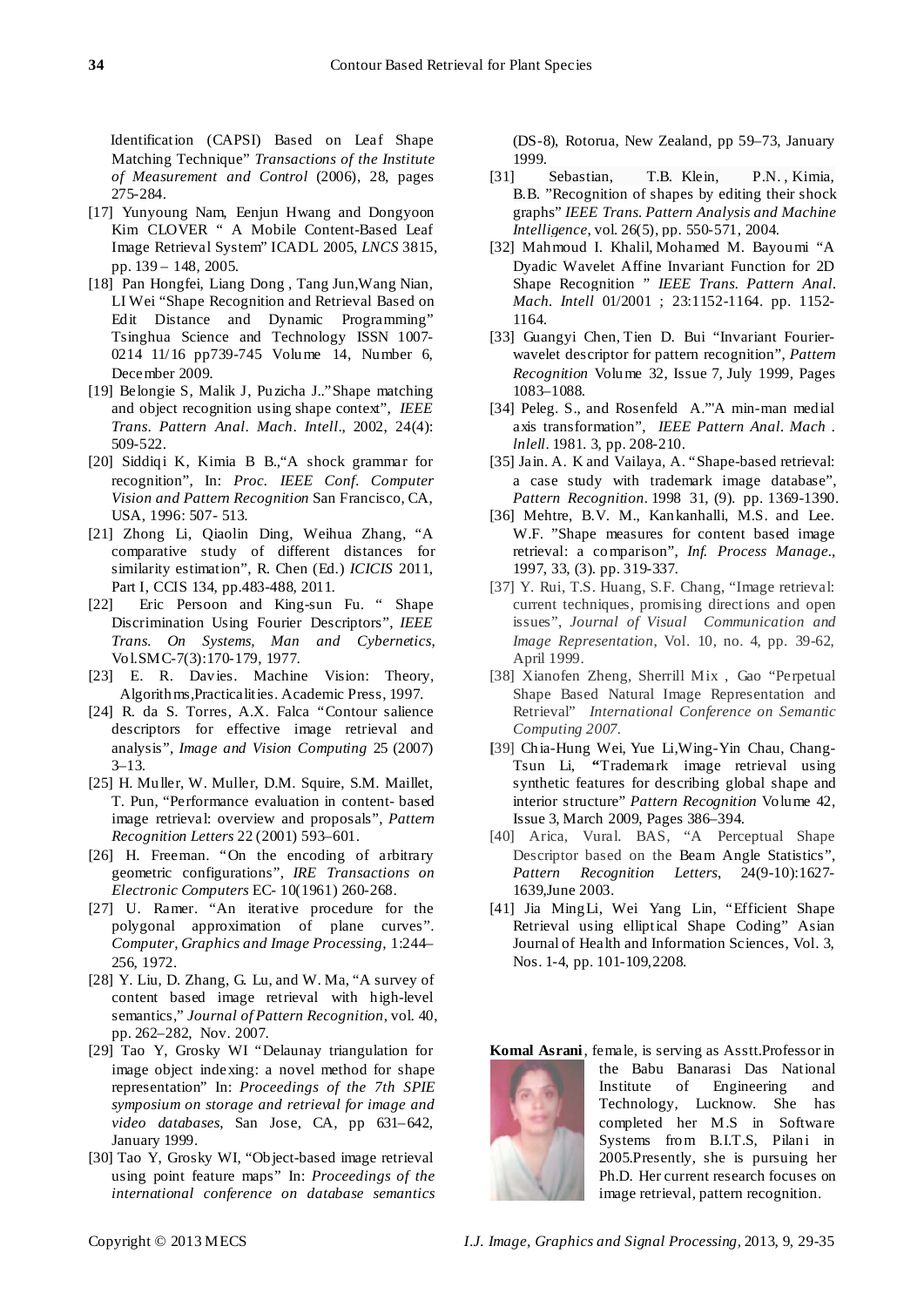Identification (CAPSI) Based on Leaf Shape Matching Technique" *Transactions of the Institute of Measurement and Control* (2006), 28, pages 275-284.

[17] Yunyoung Nam, Eenjun Hwang and Dongyoon Kim CLOVER " A Mobile Content-Based Leaf Image Retrieval System" ICADL 2005, *LNCS* 3815, pp. 139 – 148, 2005.

[18] Pan Hongfei, Liang Dong , Tang Jun,Wang Nian, LI Wei "Shape Recognition and Retrieval Based on Edit Distance and Dynamic Programming" Tsinghua Science and Technology ISSN 1007-0214 11/16 pp739-745 Volume 14, Number 6, December 2009.

[19] Belongie S, Malik J, Puzicha J.."Shape matching and object recognition using shape context", *IEEE Trans. Pattern Anal. Mach. Intell*., 2002, 24(4): 509-522.

[20] Siddiqi K, Kimia B B.,"A shock grammar for recognition", In: *Proc. IEEE Conf. Computer Vision and Pattern Recognition* San Francisco, CA, USA, 1996: 507- 513.

[21] Zhong Li, Qiaolin Ding, Weihua Zhang, "A comparative study of different distances for similarity estimation", R. Chen (Ed.) *ICICIS* 2011, Part I, CCIS 134, pp.483-488, 2011.

[22] Eric Persoon and King-sun Fu. " Shape Discrimination Using Fourier Descriptors", *IEEE Trans. On Systems, Man and Cybernetics*, Vol.SMC-7(3):170-179, 1977.

[23] E. R. Davies. Machine Vision: Theory, Algorithms,Practicalities. Academic Press, 1997.

[24] R. da S. Torres, A.X. Falca "Contour salience descriptors for effective image retrieval and analysis", *Image and Vision Computing* 25 (2007) 3–13.

[25] H. Muller, W. Muller, D.M. Squire, S.M. Maillet, T. Pun, "Performance evaluation in content- based image retrieval: overview and proposals", *Pattern Recognition Letters* 22 (2001) 593–601.

[26] H. Freeman. "On the encoding of arbitrary geometric configurations", *IRE Transactions on Electronic Computers* EC- 10(1961) 260-268.

[27] U. Ramer. "An iterative procedure for the polygonal approximation of plane curves". *Computer, Graphics and Image Processing*, 1:244–256, 1972.

[28] Y. Liu, D. Zhang, G. Lu, and W. Ma, "A survey of content based image retrieval with high-level semantics," *Journal of Pattern Recognition*, vol. 40, pp. 262–282, Nov. 2007.

[29] Tao Y, Grosky WI "Delaunay triangulation for image object indexing: a novel method for shape representation" In: *Proceedings of the 7th SPIE symposium on storage and retrieval for image and video databases*, San Jose, CA, pp 631–642, January 1999.

[30] Tao Y, Grosky WI, "Object-based image retrieval using point feature maps" In: *Proceedings of the international conference on database semantics* (DS-8), Rotorua, New Zealand, pp 59–73, January 1999.

[31] Sebastian, T.B. Klein, P.N. , Kimia, B.B. "Recognition of shapes by editing their shock graphs" *IEEE Trans. Pattern Analysis and Machine Intelligence*, vol. 26(5), pp. 550-571, 2004.

[32] Mahmoud I. Khalil, Mohamed M. Bayoumi "A Dyadic Wavelet Affine Invariant Function for 2D Shape Recognition " *IEEE Trans. Pattern Anal. Mach. Intell* 01/2001 ; 23:1152-1164. pp. 1152-1164.

[33] Guangyi Chen, Tien D. Bui "Invariant Fourier-wavelet descriptor for pattern recognition", *Pattern Recognition* Volume 32, Issue 7, July 1999, Pages 1083–1088.

[34] Peleg. S., and Rosenfeld A."'A min-man medial axis transformation", *IEEE Pattern Anal. Mach . Inlell*. 1981. 3, pp. 208-210.

[35] Jain. A. K and Vailaya, A. "Shape-based retrieval: a case study with trademark image database", *Pattern Recognition*. 1998 31, (9). pp. 1369-1390.

[36] Mehtre, B.V. M., Kankanhalli, M.S. and Lee. W.F. "Shape measures for content based image retrieval: a comparison", *Inf. Process Manage*., 1997, 33, (3). pp. 319-337.

[37] Y. Rui, T.S. Huang, S.F. Chang, "Image retrieval: current techniques, promising directions and open issues", *Journal of Visual Communication and Image Representation*, Vol. 10, no. 4, pp. 39-62, April 1999.

[38] Xianofen Zheng, Sherrill Mix , Gao "Perpetual Shape Based Natural Image Representation and Retrieval" *International Conference on Semantic Computing 2007*.

[39] Chia-Hung Wei, Yue Li,Wing-Yin Chau, Chang-Tsun Li, **"**Trademark image retrieval using synthetic features for describing global shape and interior structure" *Pattern Recognition* Volume 42, Issue 3, March 2009, Pages 386–394.

[40] Arica, Vural. BAS, "A Perceptual Shape Descriptor based on the Beam Angle Statistics", *Pattern Recognition Letters*, 24(9-10):1627-1639,June 2003.

[41] Jia MingLi, Wei Yang Lin, "Efficient Shape Retrieval using elliptical Shape Coding" Asian Journal of Health and Information Sciences, Vol. 3, Nos. 1-4, pp. 101-109,2208.

**Komal Asrani**, female, is serving as Asstt.Professor in the Babu Banarasi Das National Institute of Engineering and Technology, Lucknow. She has completed her M.S in Software Systems from B.I.T.S, Pilani in 2005.Presently, she is pursuing her Ph.D. Her current research focuses on image retrieval, pattern recognition.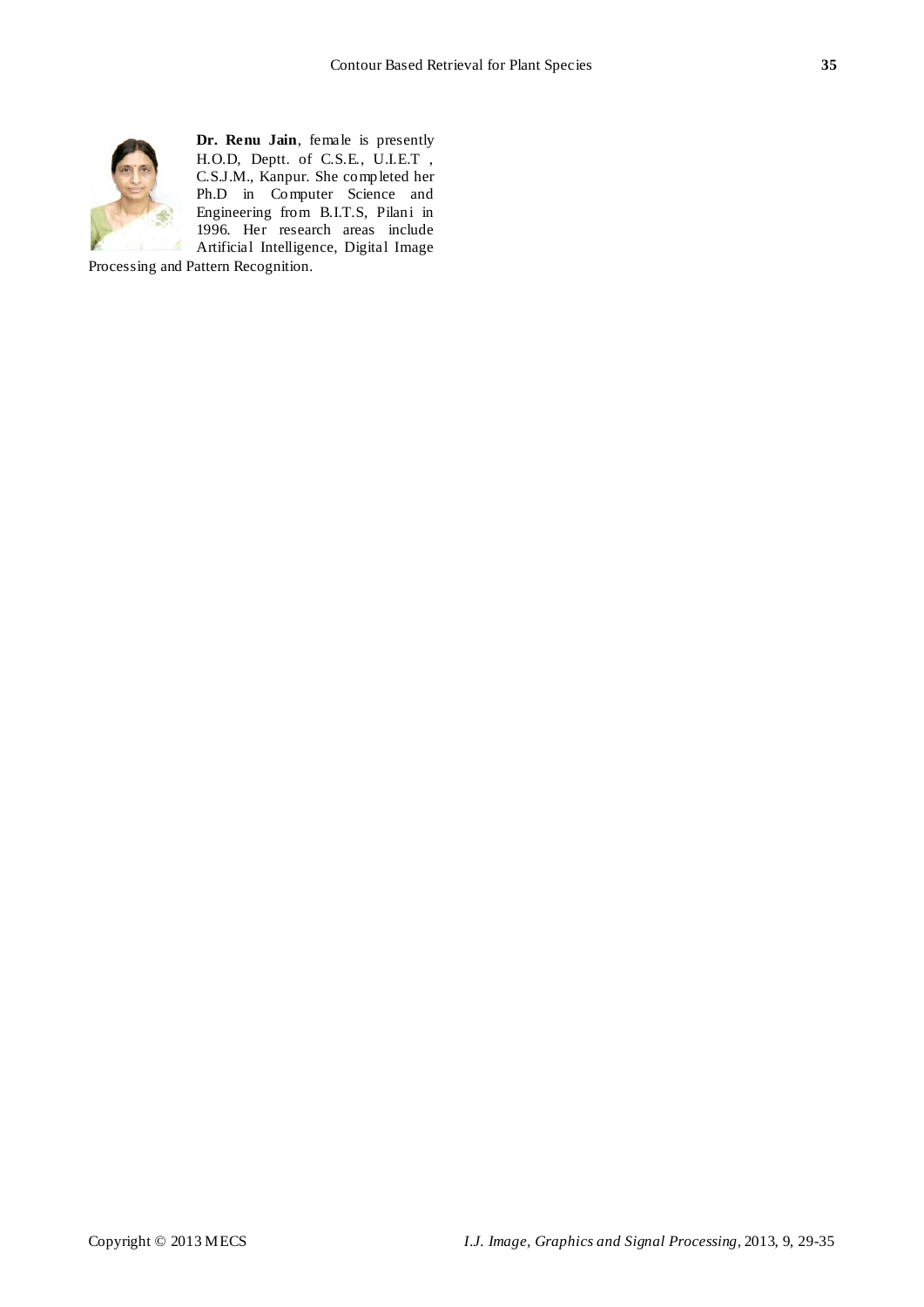**Dr. Renu Jain**, female is presently H.O.D, Deptt. of C.S.E., U.I.E.T , C.S.J.M., Kanpur. She completed her Ph.D in Computer Science and Engineering from B.I.T.S, Pilani in 1996. Her research areas include Artificial Intelligence, Digital Image Processing and Pattern Recognition.